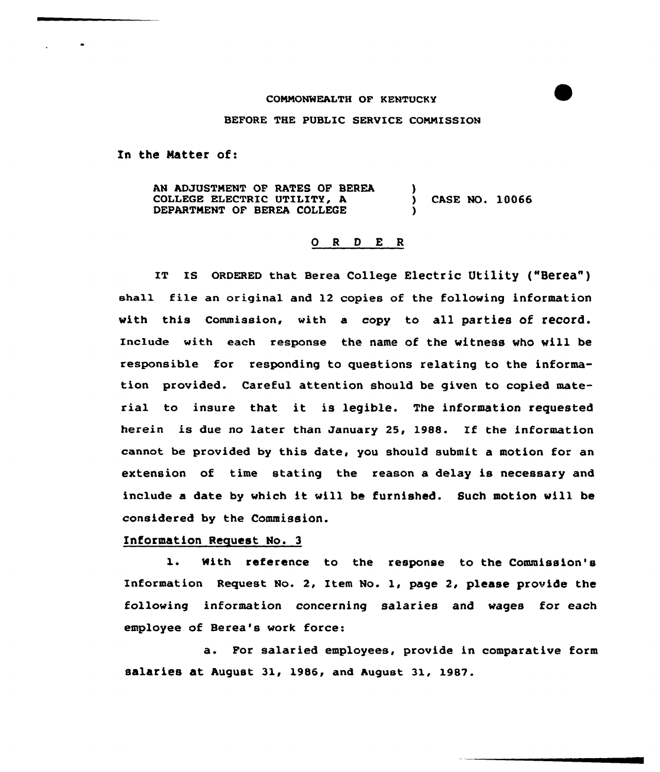COMMONWEALTH OF KENTUCKY

BEFORE THE PUBLIC SERVICE COMMISSION

In the Matter of:

| | | |
|---|---|---|
| AN ADJUSTMENT OF RATES OF BEREA COLLEGE ELECTRIC UTILITY, A DEPARTMENT OF BEREA COLLEGE | ) ) ) | CASE NO. 10066 |

## O R D E R

IT IS ORDERED that Berea College Electric Utility ("Berea") shall file an original and 12 copies of the following information with this Commission, with a copy to all parties of record. Include with each response the name of the witness who will be responsible for responding to questions relating to the information provided. Careful attention should be given to copied material to insure that it is legible. The information requested herein is due no later than January 25, 1988. If the information cannot be provided by this date, you should submit a motion for an extension of time stating the reason a delay is necessary and include a date by which it will be furnished. Such motion will be considered by the Commission.

Information Request No. 3

1. With reference to the response to the Commission's Information Request No. 2, Item No. 1, page 2, please provide the following information concerning salaries and wages for each employee of Berea's work force:

a. For salaried employees, provide in comparative form salaries at August 31, 1986, and August 31, 1987.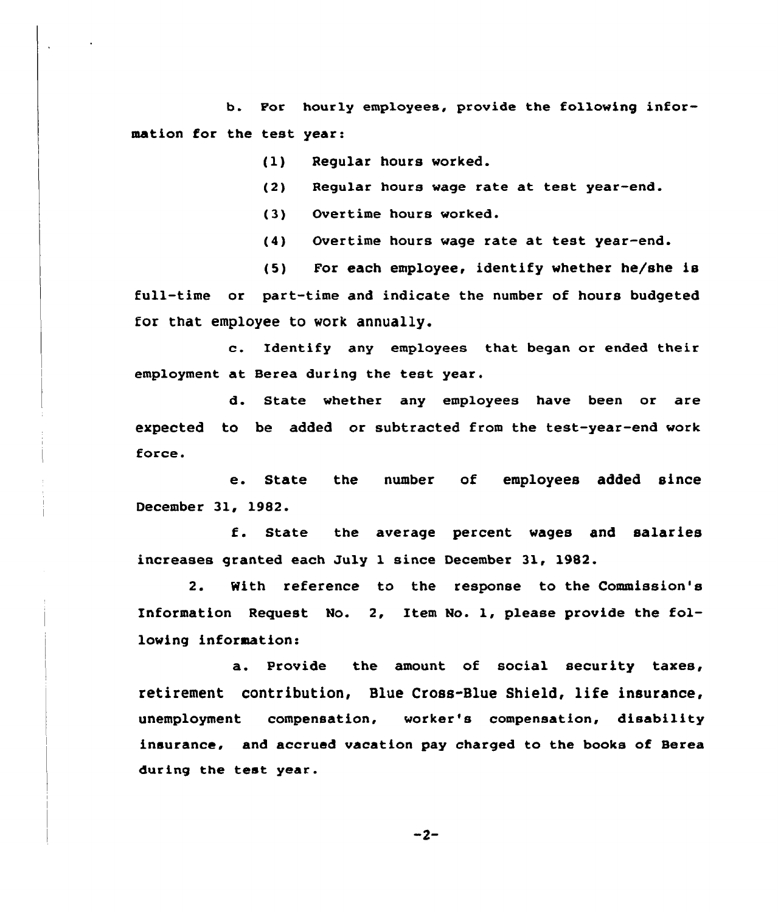b. For hourly employees, provide the following information for the test year:

(1) Regular hours worked.

(2) Regular hours wage rate at test year-end.

(3) Overtime hours worked.

(4) Overtime hours wage rate at test year-end.

(5) For each employee, identify whether he/she is full-time or part-time and indicate the number of hours budgeted for that employee to work annually.

c. Identify any employees that began or ended their employment at Berea during the test year.

d. State whether any employees have been or are expected to be added or subtracted from the test-year-end work force.

e. State the number of employees added since December 31, 1982.

f. State the average percent wages and salaries increases granted each July 1 since December 31, 1982.

2. With reference to the response to the Commission's Information Request No. 2, Item No. 1, please provide the following information:

a. Provide the amount of social security taxes, retirement contribution, Blue Cross-Blue Shield, life insurance, unemployment compensation, worker's compensation, disability insurance, and accrued vacation pay charged to the books of Berea during the test year.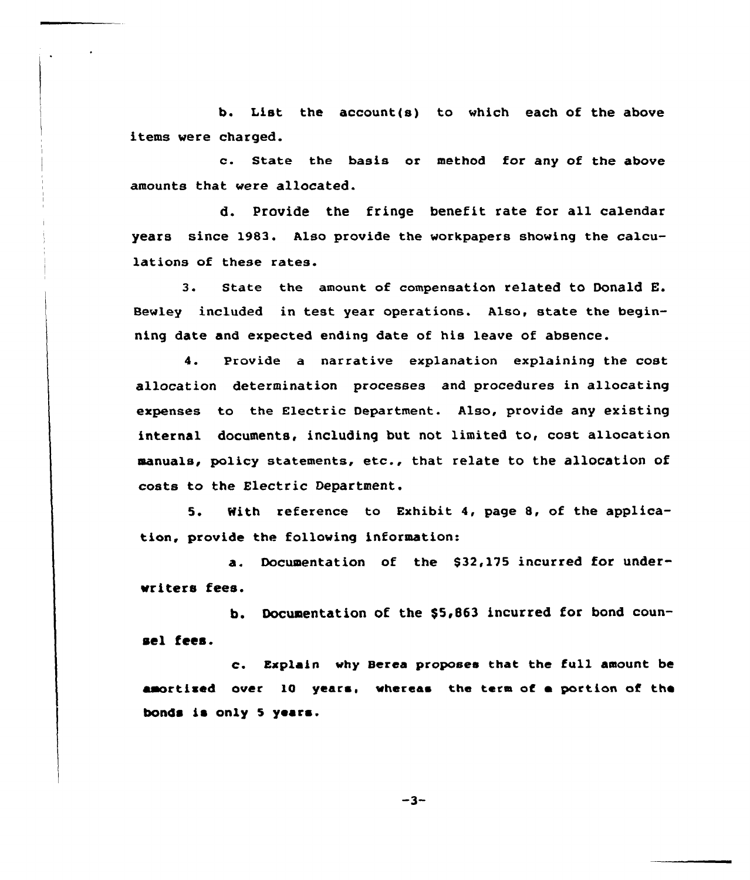b. List the account(s) to which each of the above items were charged.

c. State the basis or method for any of the above amounts that were allocated.

d. Provide the fringe benefit rate for all calendar years since 1983. Also provide the workpapers showing the calculations of these rates.

3. State the amount of compensation related to Donald E. Bewley included in test year operations. Also, state the beginning date and expected ending date of his leave of absence.

4. Provide a narrative explanation explaining the cost allocation determination processes and procedures in allocating expenses to the Electric Department. Also, provide any existing internal documents, including but not limited to, cost allocation manuals, policy statements, etc., that relate to the allocation of costs to the Electric Department.

5. With reference to Exhibit 4, page 8, of the application, provide the following information:

a. Documentation of the $32,175 incurred for underwriters fees.

b. Documentation of the $5,863 incurred for bond counsel fees.

c. Explain why Berea proposes that the full amount be amortized over 10 years, whereas the term of a portion of the bonds is only 5 years.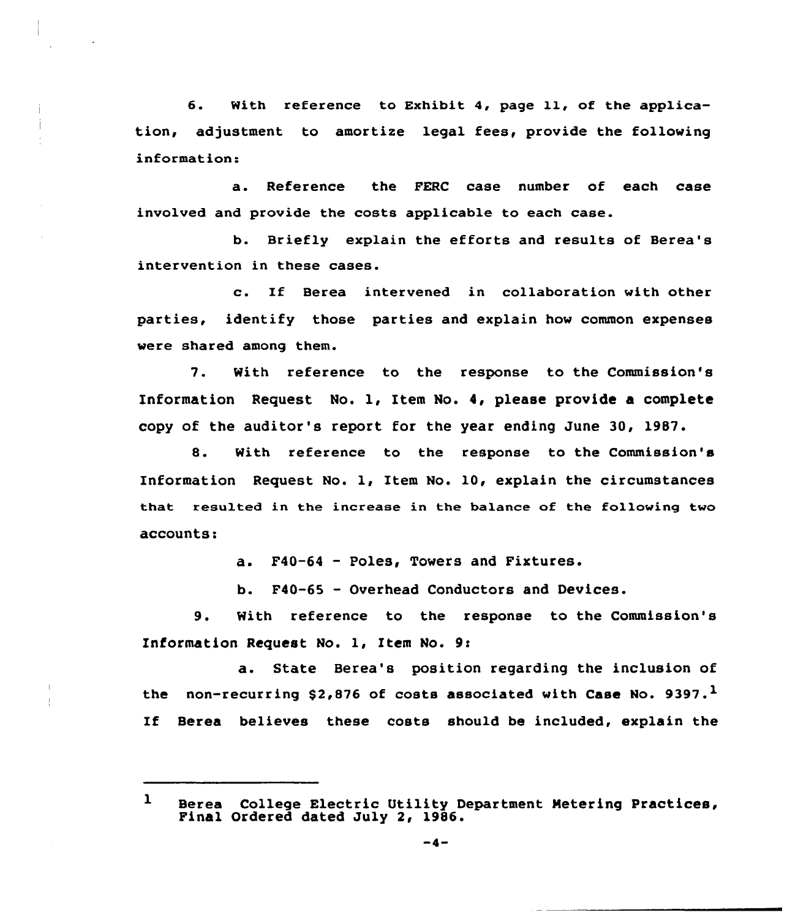6. With reference to Exhibit 4, page 11, of the application, adjustment to amortize legal fees, provide the following information:

a. Reference the FERC case number of each case involved and provide the costs applicable to each case.

b. Briefly explain the efforts and results of Berea's intervention in these cases.

c. If Berea intervened in collaboration with other parties, identify those parties and explain how common expenses were shared among them.

7. With reference to the response to the Commission's Information Request No. 1, Item No. 4, please provide a complete copy of the auditor's report for the year ending June 30, 1987.

8. With reference to the response to the Commission's Information Request No. 1, Item No. 10, explain the circumstances that resulted in the increase in the balance of the following two accounts:

a. F40-64 - Poles, Towers and Fixtures.

b. F40-65 - Overhead Conductors and Devices.

9. With reference to the response to the Commission's Information Request No. 1, Item No. 9:

a. State Berea's position regarding the inclusion of the non-recurring $2,876 of costs associated with Case No. 9397.[1] If Berea believes these costs should be included, explain the

---

[1] Berea College Electric Utility Department Metering Practices, Final Ordered dated July 2, 1986.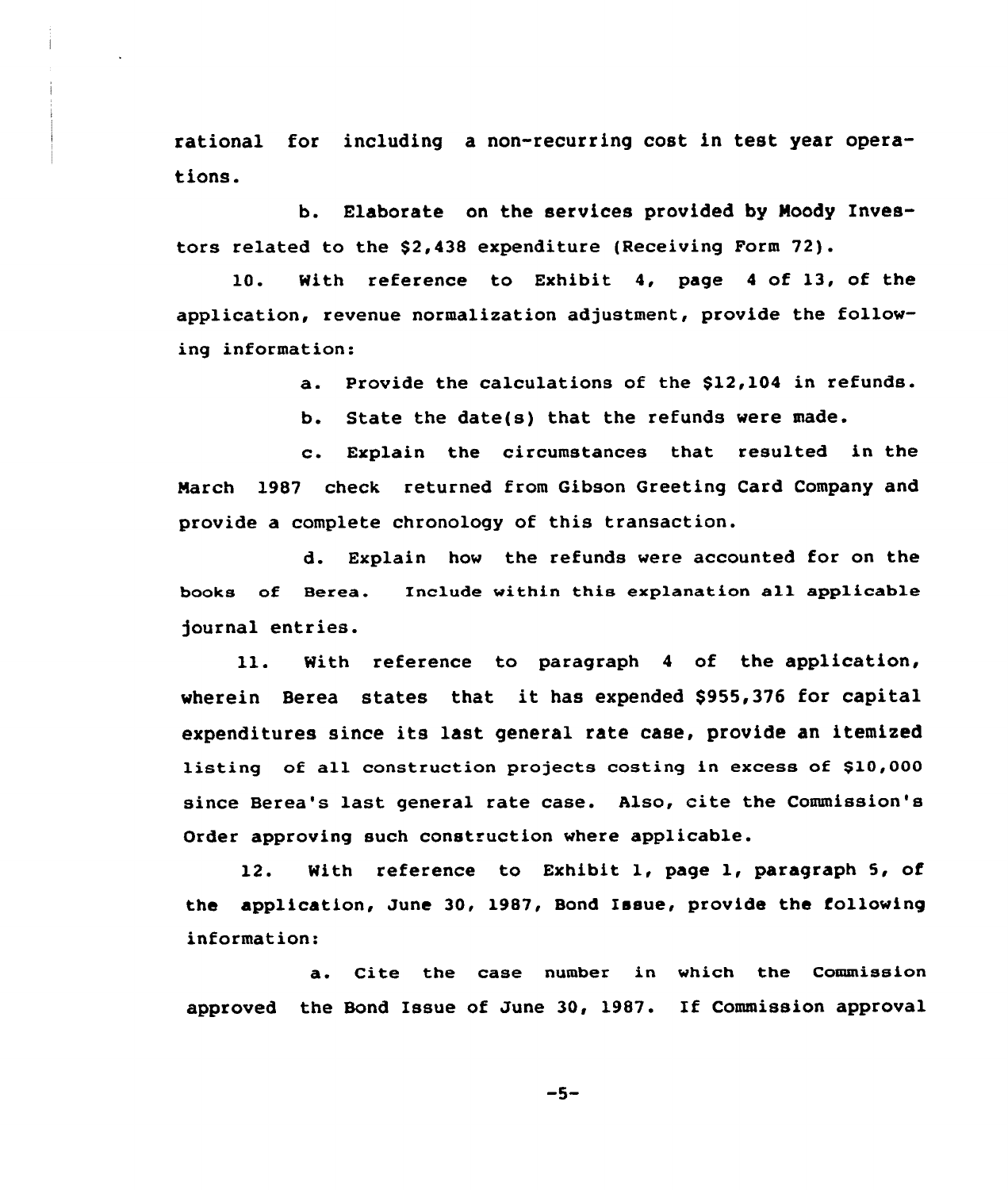rational for including a non-recurring cost in test year operations.

b. Elaborate on the services provided by Moody Investors related to the $2,438 expenditure (Receiving Form 72).

10. With reference to Exhibit 4, page 4 of 13, of the application, revenue normalization adjustment, provide the following information:

a. Provide the calculations of the $12,104 in refunds.

b. State the date(s) that the refunds were made.

c. Explain the circumstances that resulted in the March 1987 check returned from Gibson Greeting Card Company and provide a complete chronology of this transaction.

d. Explain how the refunds were accounted for on the books of Berea. Include within this explanation all applicable journal entries.

11. With reference to paragraph 4 of the application, wherein Berea states that it has expended $955,376 for capital expenditures since its last general rate case, provide an itemized listing of all construction projects costing in excess of $10,000 since Berea's last general rate case. Also, cite the Commission's Order approving such construction where applicable.

12. With reference to Exhibit 1, page 1, paragraph 5, of the application, June 30, 1987, Bond Issue, provide the following information:

a. Cite the case number in which the Commission approved the Bond Issue of June 30, 1987. If Commission approval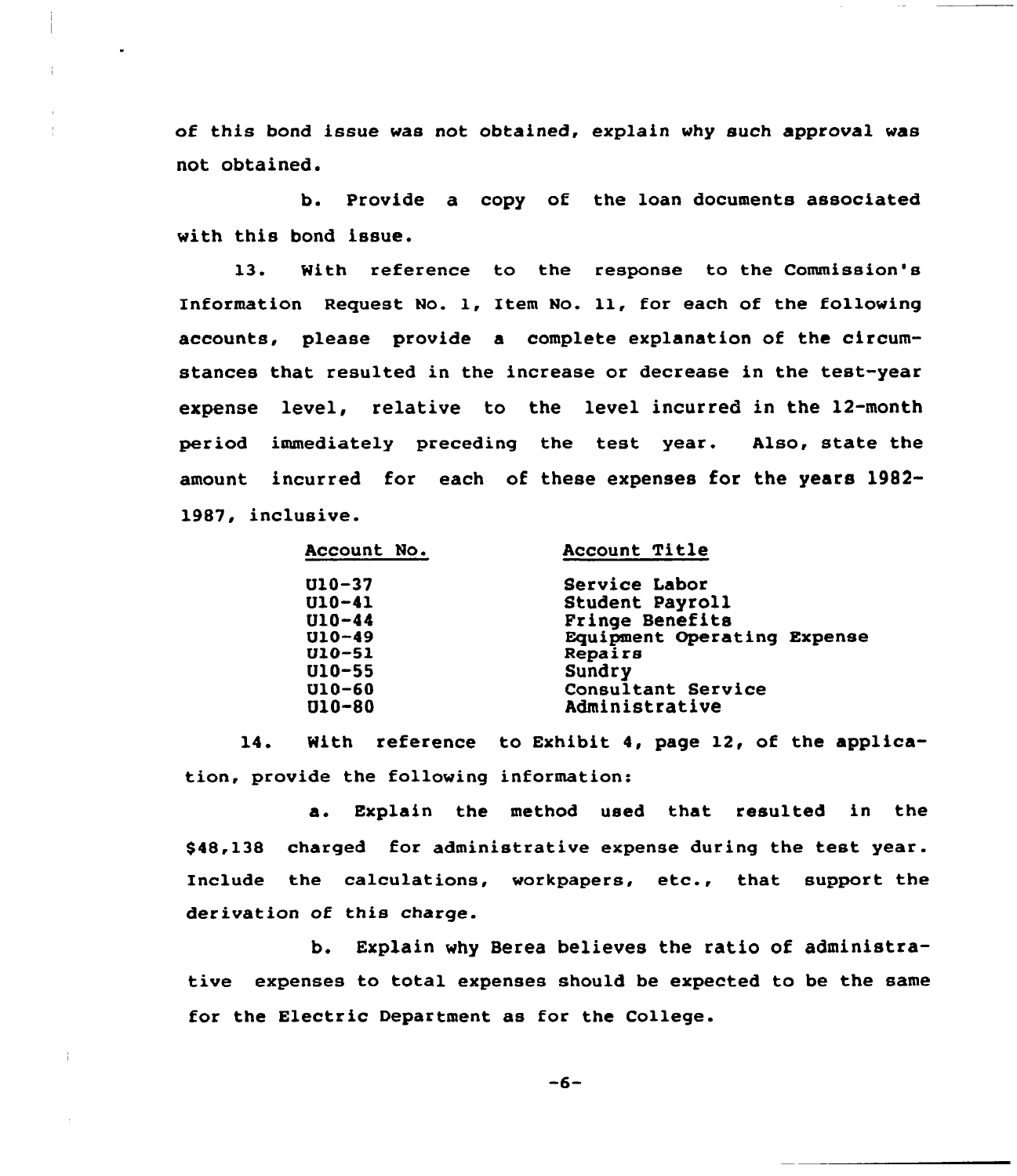of this bond issue was not obtained, explain why such approval was not obtained.

b. Provide a copy of the loan documents associated with this bond issue.

13. With reference to the response to the Commission's Information Request No. 1, Item No. 11, for each of the following accounts, please provide a complete explanation of the circumstances that resulted in the increase or decrease in the test-year expense level, relative to the level incurred in the 12-month period immediately preceding the test year. Also, state the amount incurred for each of these expenses for the years 1982-1987, inclusive.

| Account No. | Account Title |
|---|---|
| U10-37 | Service Labor |
| U10-41 | Student Payroll |
| U10-44 | Fringe Benefits |
| U10-49 | Equipment Operating Expense |
| U10-51 | Repairs |
| U10-55 | Sundry |
| U10-60 | Consultant Service |
| U10-80 | Administrative |

14. With reference to Exhibit 4, page 12, of the application, provide the following information:

a. Explain the method used that resulted in the $48,138 charged for administrative expense during the test year. Include the calculations, workpapers, etc., that support the derivation of this charge.

b. Explain why Berea believes the ratio of administrative expenses to total expenses should be expected to be the same for the Electric Department as for the College.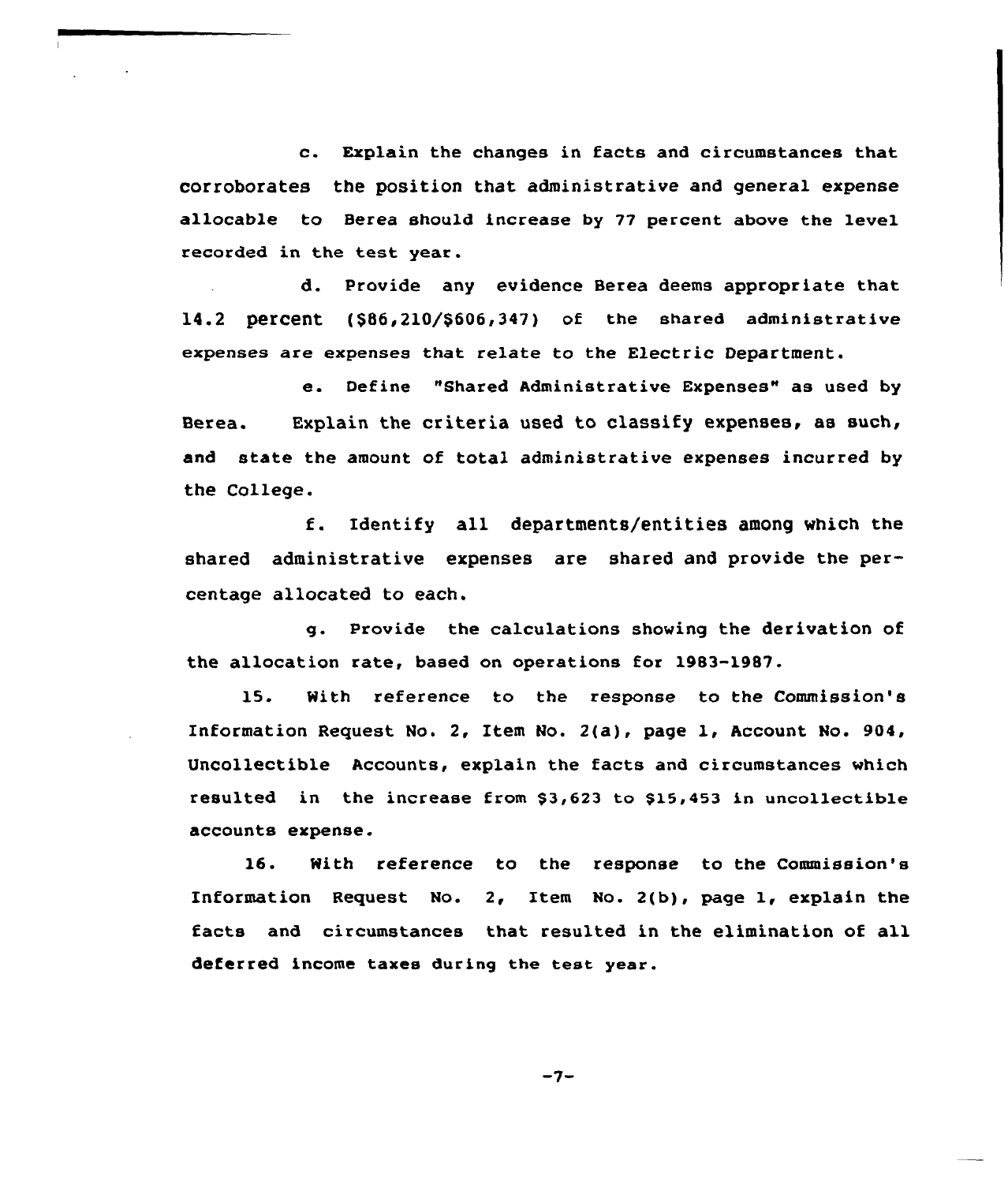c. Explain the changes in facts and circumstances that corroborates the position that administrative and general expense allocable to Berea should increase by 77 percent above the level recorded in the test year.

d. Provide any evidence Berea deems appropriate that 14.2 percent ($86,210/$606,347) of the shared administrative expenses are expenses that relate to the Electric Department.

e. Define "Shared Administrative Expenses" as used by Berea. Explain the criteria used to classify expenses, as such, and state the amount of total administrative expenses incurred by the College.

f. Identify all departments/entities among which the shared administrative expenses are shared and provide the percentage allocated to each.

g. Provide the calculations showing the derivation of the allocation rate, based on operations for 1983-1987.

15. With reference to the response to the Commission's Information Request No. 2, Item No. 2(a), page 1, Account No. 904, Uncollectible Accounts, explain the facts and circumstances which resulted in the increase from $3,623 to $15,453 in uncollectible accounts expense.

16. With reference to the response to the Commission's Information Request No. 2, Item No. 2(b), page 1, explain the facts and circumstances that resulted in the elimination of all deferred income taxes during the test year.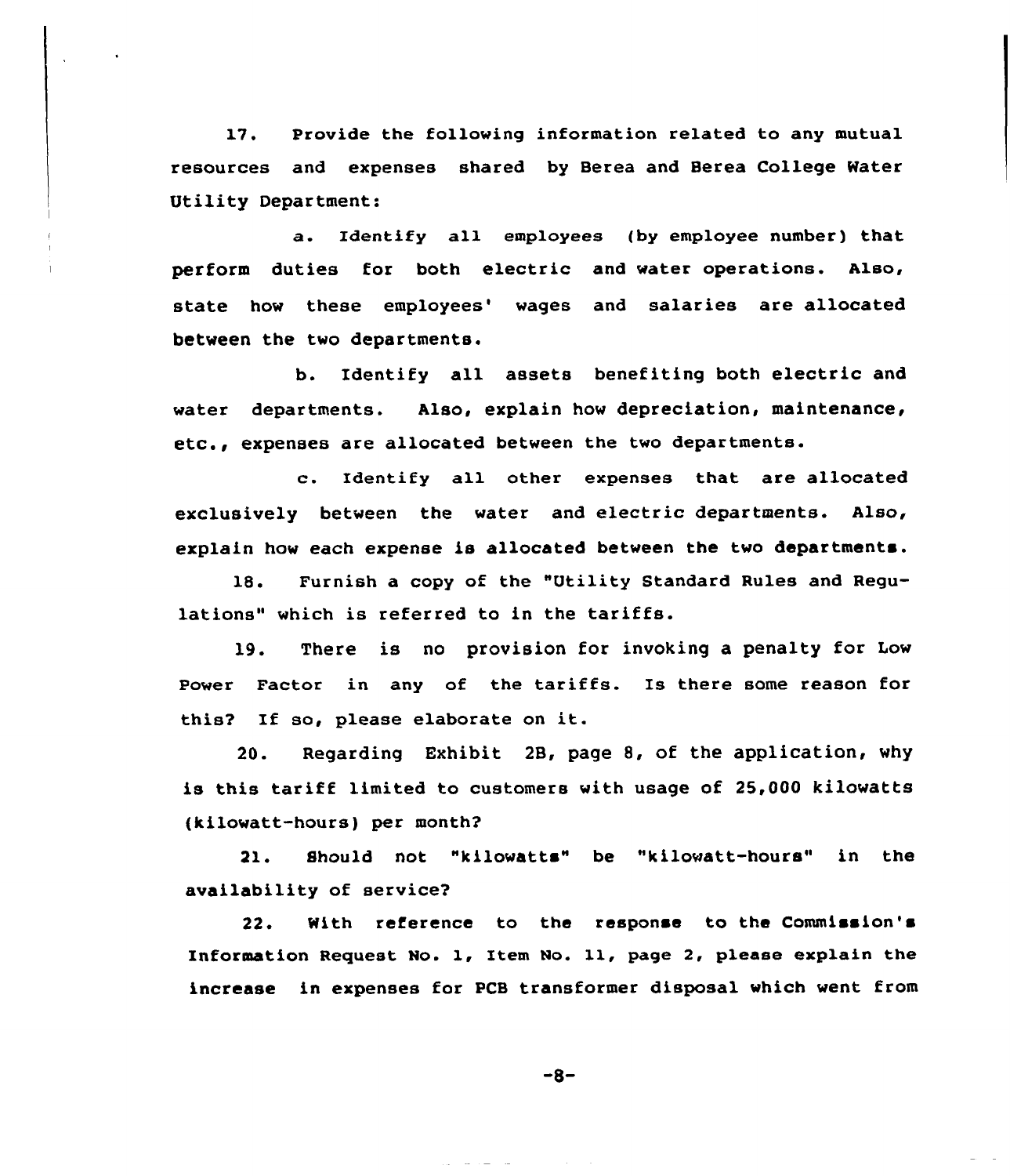17. Provide the following information related to any mutual resources and expenses shared by Berea and Berea College Water Utility Department:

a. Identify all employees (by employee number) that perform duties for both electric and water operations. Also, state how these employees' wages and salaries are allocated between the two departments.

b. Identify all assets benefiting both electric and water departments. Also, explain how depreciation, maintenance, etc., expenses are allocated between the two departments.

c. Identify all other expenses that are allocated exclusively between the water and electric departments. Also, explain how each expense is allocated between the two departments.

18. Furnish a copy of the "Utility Standard Rules and Regulations" which is referred to in the tariffs.

19. There is no provision for invoking a penalty for Low Power Factor in any of the tariffs. Is there some reason for this? If so, please elaborate on it.

20. Regarding Exhibit 2B, page 8, of the application, why is this tariff limited to customers with usage of 25,000 kilowatts (kilowatt-hours) per month?

21. Should not "kilowatts" be "kilowatt-hours" in the availability of service?

22. With reference to the response to the Commission's Information Request No. 1, Item No. 11, page 2, please explain the increase in expenses for PCB transformer disposal which went from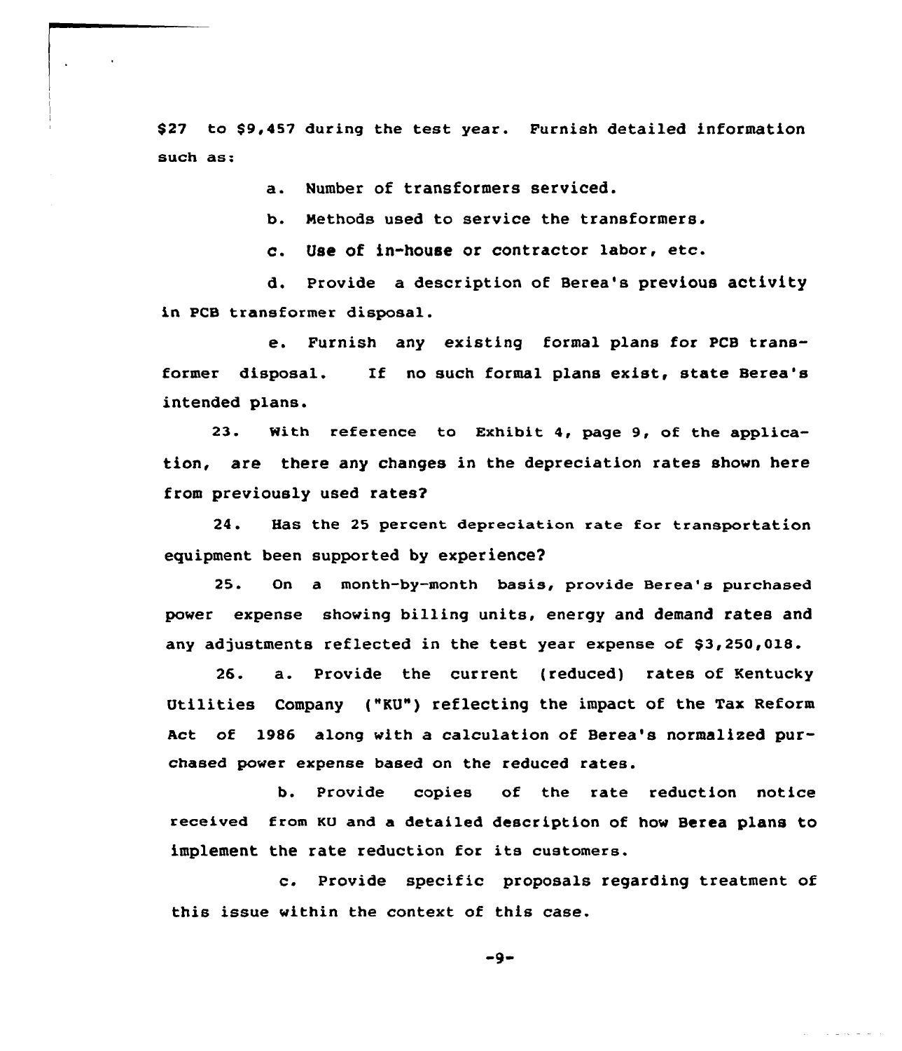$27 to $9,457 during the test year. Furnish detailed information such as:

a. Number of transformers serviced.

b. Methods used to service the transformers.

c. Use of in-house or contractor labor, etc.

d. Provide a description of Berea's previous activity in PCB transformer disposal.

e. Furnish any existing formal plans for PCB transformer disposal. If no such formal plans exist, state Berea's intended plans.

23. With reference to Exhibit 4, page 9, of the application, are there any changes in the depreciation rates shown here from previously used rates?

24. Has the 25 percent depreciation rate for transportation equipment been supported by experience?

25. On a month-by-month basis, provide Berea's purchased power expense showing billing units, energy and demand rates and any adjustments reflected in the test year expense of $3,250,018.

26. a. Provide the current (reduced) rates of Kentucky Utilities Company ("KU") reflecting the impact of the Tax Reform Act of 1986 along with a calculation of Berea's normalized purchased power expense based on the reduced rates.

b. Provide copies of the rate reduction notice received from KU and a detailed description of how Berea plans to implement the rate reduction for its customers.

c. Provide specific proposals regarding treatment of this issue within the context of this case.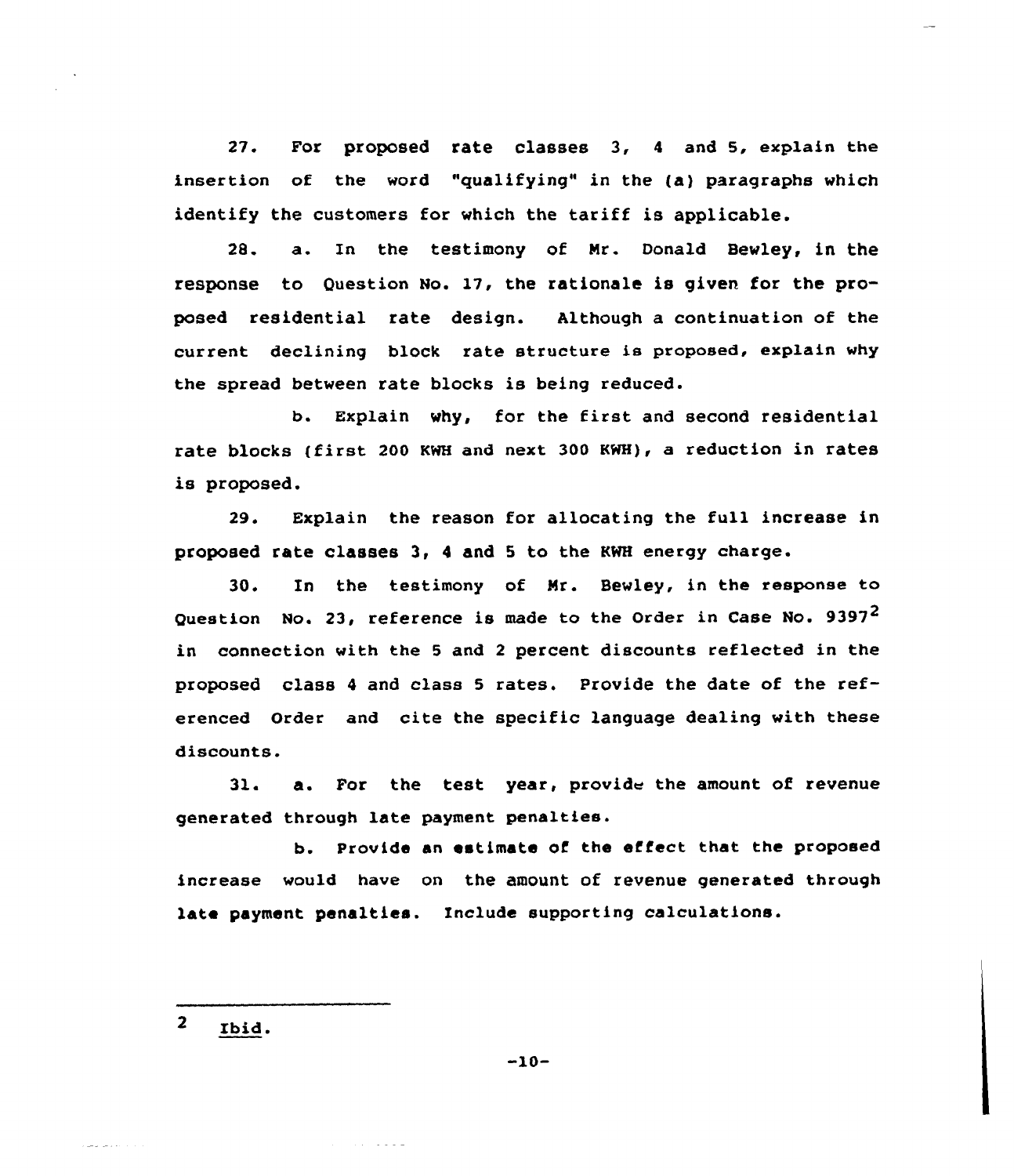27. For proposed rate classes 3, 4 and 5, explain the insertion of the word "qualifying" in the (a) paragraphs which identify the customers for which the tariff is applicable.

28. a. In the testimony of Mr. Donald Bewley, in the response to Question No. 17, the rationale is given for the proposed residential rate design. Although a continuation of the current declining block rate structure is proposed, explain why the spread between rate blocks is being reduced.

b. Explain why, for the first and second residential rate blocks (first 200 KWH and next 300 KWH), a reduction in rates is proposed.

29. Explain the reason for allocating the full increase in proposed rate classes 3, 4 and 5 to the KWH energy charge.

30. In the testimony of Mr. Bewley, in the response to Question No. 23, reference is made to the Order in Case No. 9397[2] in connection with the 5 and 2 percent discounts reflected in the proposed class 4 and class 5 rates. Provide the date of the referenced Order and cite the specific language dealing with these discounts.

31. a. For the test year, provide the amount of revenue generated through late payment penalties.

b. Provide an estimate of the effect that the proposed increase would have on the amount of revenue generated through late payment penalties. Include supporting calculations.

---

[2] Ibid.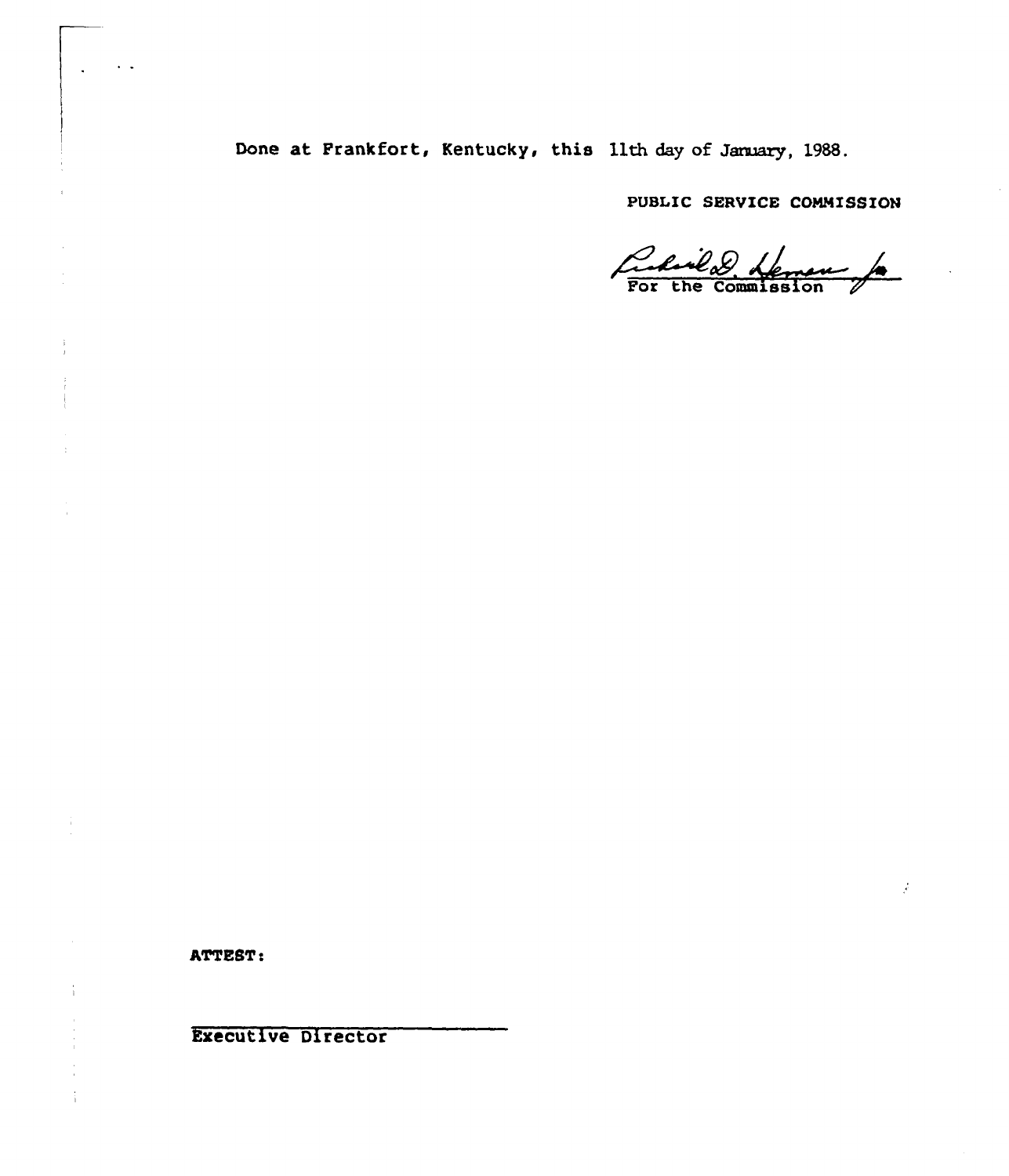Done at Frankfort, Kentucky, this 11th day of January, 1988.

PUBLIC SERVICE COMMISSION

For the Commission

ATTEST:

Executive Director